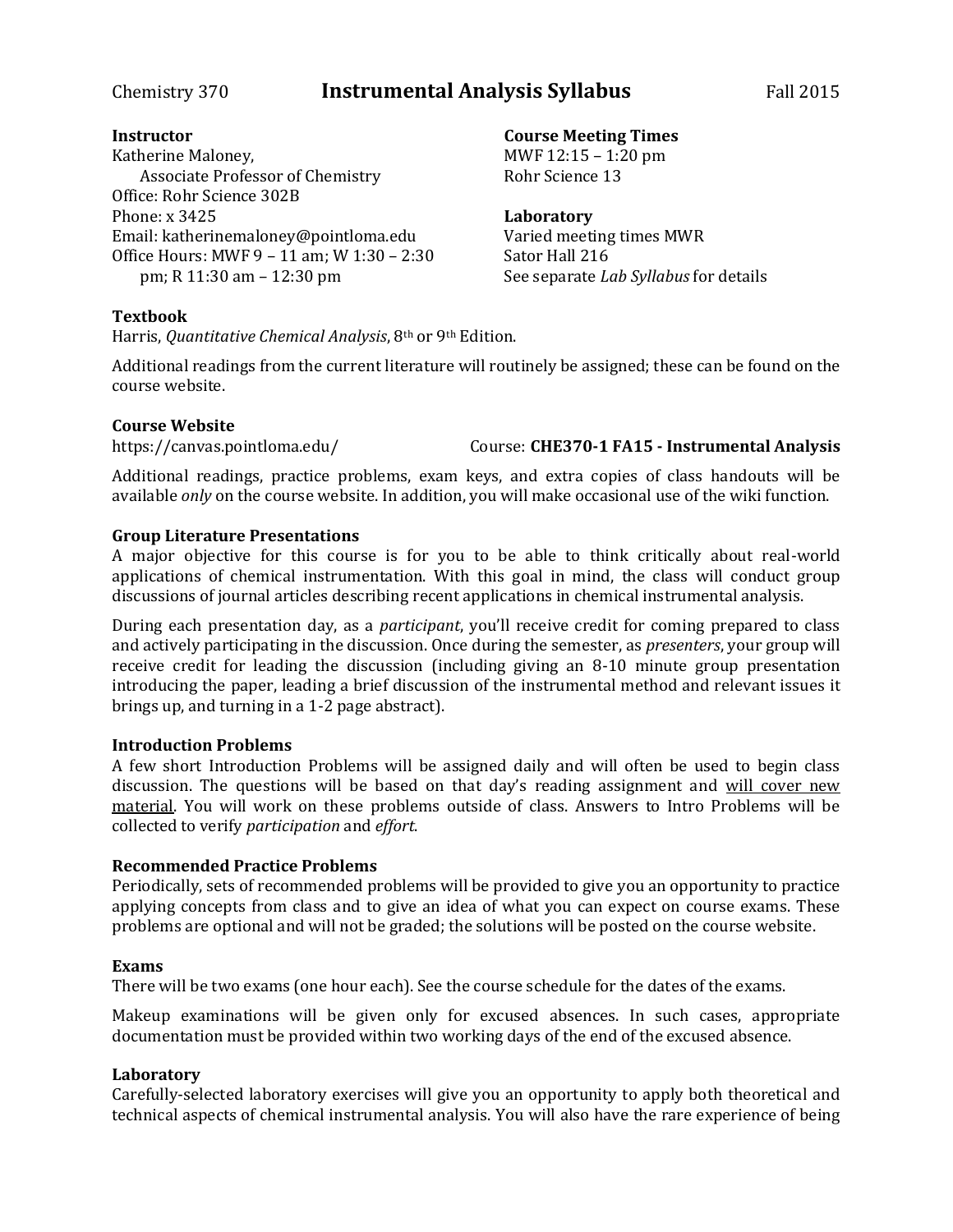Chemistry 370 **Instrumental Analysis Syllabus** Fall 2015

**Instructor**
Katherine Maloney,
Associate Professor of Chemistry
Office: Rohr Science 302B
Phone: x 3425
Email: katherinemaloney@pointloma.edu
Office Hours: MWF 9 – 11 am; W 1:30 – 2:30 pm; R 11:30 am – 12:30 pm

**Course Meeting Times**
MWF 12:15 – 1:20 pm
Rohr Science 13

**Laboratory**
Varied meeting times MWR
Sator Hall 216
See separate *Lab Syllabus* for details

**Textbook**
Harris, *Quantitative Chemical Analysis*, 8th or 9th Edition.

Additional readings from the current literature will routinely be assigned; these can be found on the course website.

**Course Website**
https://canvas.pointloma.edu/ Course: **CHE370-1 FA15 - Instrumental Analysis**

Additional readings, practice problems, exam keys, and extra copies of class handouts will be available *only* on the course website. In addition, you will make occasional use of the wiki function.

**Group Literature Presentations**
A major objective for this course is for you to be able to think critically about real-world applications of chemical instrumentation. With this goal in mind, the class will conduct group discussions of journal articles describing recent applications in chemical instrumental analysis.

During each presentation day, as a *participant*, you'll receive credit for coming prepared to class and actively participating in the discussion. Once during the semester, as *presenters*, your group will receive credit for leading the discussion (including giving an 8-10 minute group presentation introducing the paper, leading a brief discussion of the instrumental method and relevant issues it brings up, and turning in a 1-2 page abstract).

**Introduction Problems**
A few short Introduction Problems will be assigned daily and will often be used to begin class discussion. The questions will be based on that day's reading assignment and will cover new material. You will work on these problems outside of class. Answers to Intro Problems will be collected to verify *participation* and *effort*.

**Recommended Practice Problems**
Periodically, sets of recommended problems will be provided to give you an opportunity to practice applying concepts from class and to give an idea of what you can expect on course exams. These problems are optional and will not be graded; the solutions will be posted on the course website.

**Exams**
There will be two exams (one hour each). See the course schedule for the dates of the exams.

Makeup examinations will be given only for excused absences. In such cases, appropriate documentation must be provided within two working days of the end of the excused absence.

**Laboratory**
Carefully-selected laboratory exercises will give you an opportunity to apply both theoretical and technical aspects of chemical instrumental analysis. You will also have the rare experience of being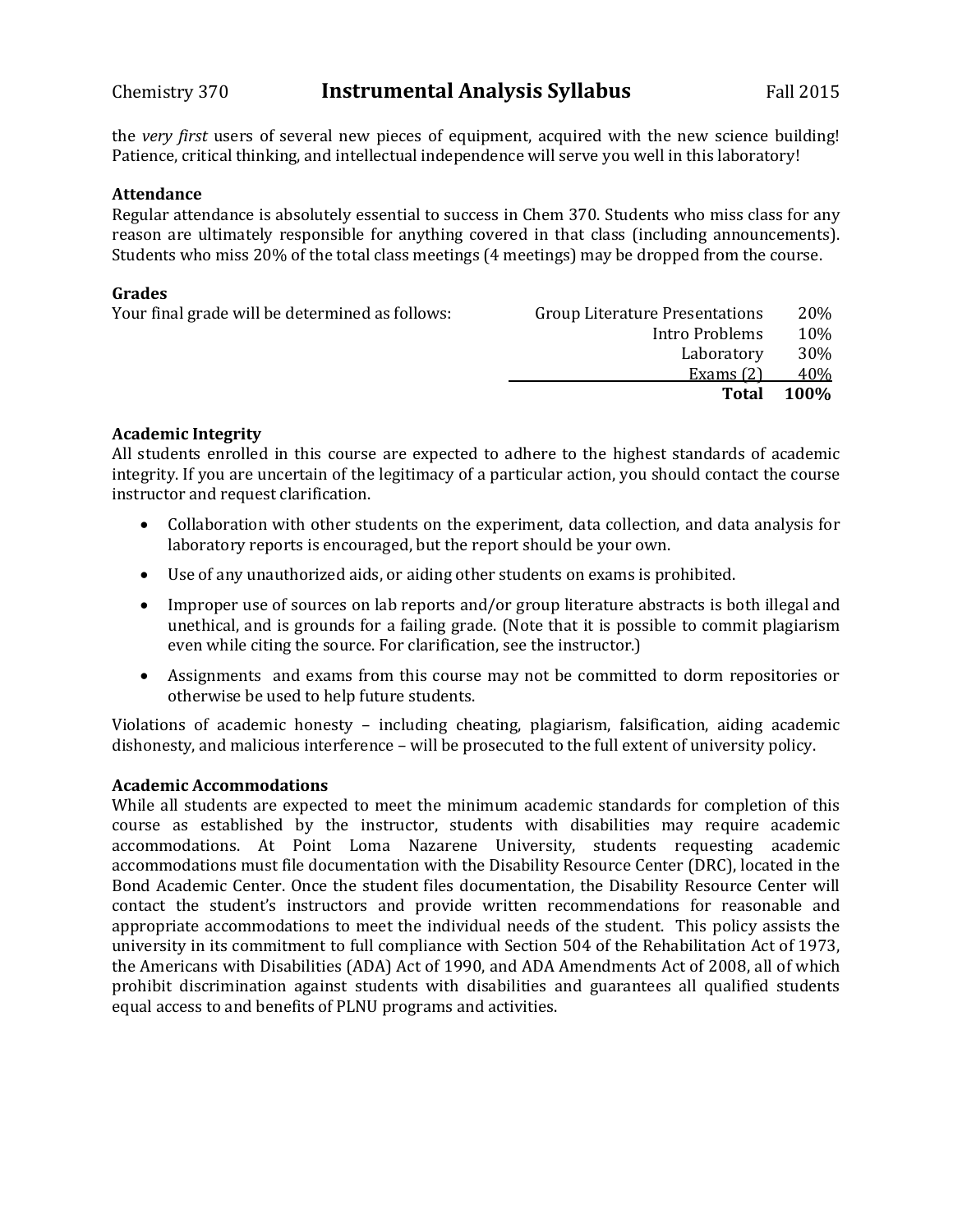the *very first* users of several new pieces of equipment, acquired with the new science building! Patience, critical thinking, and intellectual independence will serve you well in this laboratory!

**Attendance**

Regular attendance is absolutely essential to success in Chem 370. Students who miss class for any reason are ultimately responsible for anything covered in that class (including announcements). Students who miss 20% of the total class meetings (4 meetings) may be dropped from the course.

**Grades**

Your final grade will be determined as follows:

| Component | Weight |
|---|---|
| Group Literature Presentations | 20% |
| Intro Problems | 10% |
| Laboratory | 30% |
| Exams (2) | 40% |
| **Total** | **100%** |

**Academic Integrity**

All students enrolled in this course are expected to adhere to the highest standards of academic integrity. If you are uncertain of the legitimacy of a particular action, you should contact the course instructor and request clarification.

- Collaboration with other students on the experiment, data collection, and data analysis for laboratory reports is encouraged, but the report should be your own.
- Use of any unauthorized aids, or aiding other students on exams is prohibited.
- Improper use of sources on lab reports and/or group literature abstracts is both illegal and unethical, and is grounds for a failing grade. (Note that it is possible to commit plagiarism even while citing the source. For clarification, see the instructor.)
- Assignments and exams from this course may not be committed to dorm repositories or otherwise be used to help future students.

Violations of academic honesty – including cheating, plagiarism, falsification, aiding academic dishonesty, and malicious interference – will be prosecuted to the full extent of university policy.

**Academic Accommodations**

While all students are expected to meet the minimum academic standards for completion of this course as established by the instructor, students with disabilities may require academic accommodations. At Point Loma Nazarene University, students requesting academic accommodations must file documentation with the Disability Resource Center (DRC), located in the Bond Academic Center. Once the student files documentation, the Disability Resource Center will contact the student's instructors and provide written recommendations for reasonable and appropriate accommodations to meet the individual needs of the student. This policy assists the university in its commitment to full compliance with Section 504 of the Rehabilitation Act of 1973, the Americans with Disabilities (ADA) Act of 1990, and ADA Amendments Act of 2008, all of which prohibit discrimination against students with disabilities and guarantees all qualified students equal access to and benefits of PLNU programs and activities.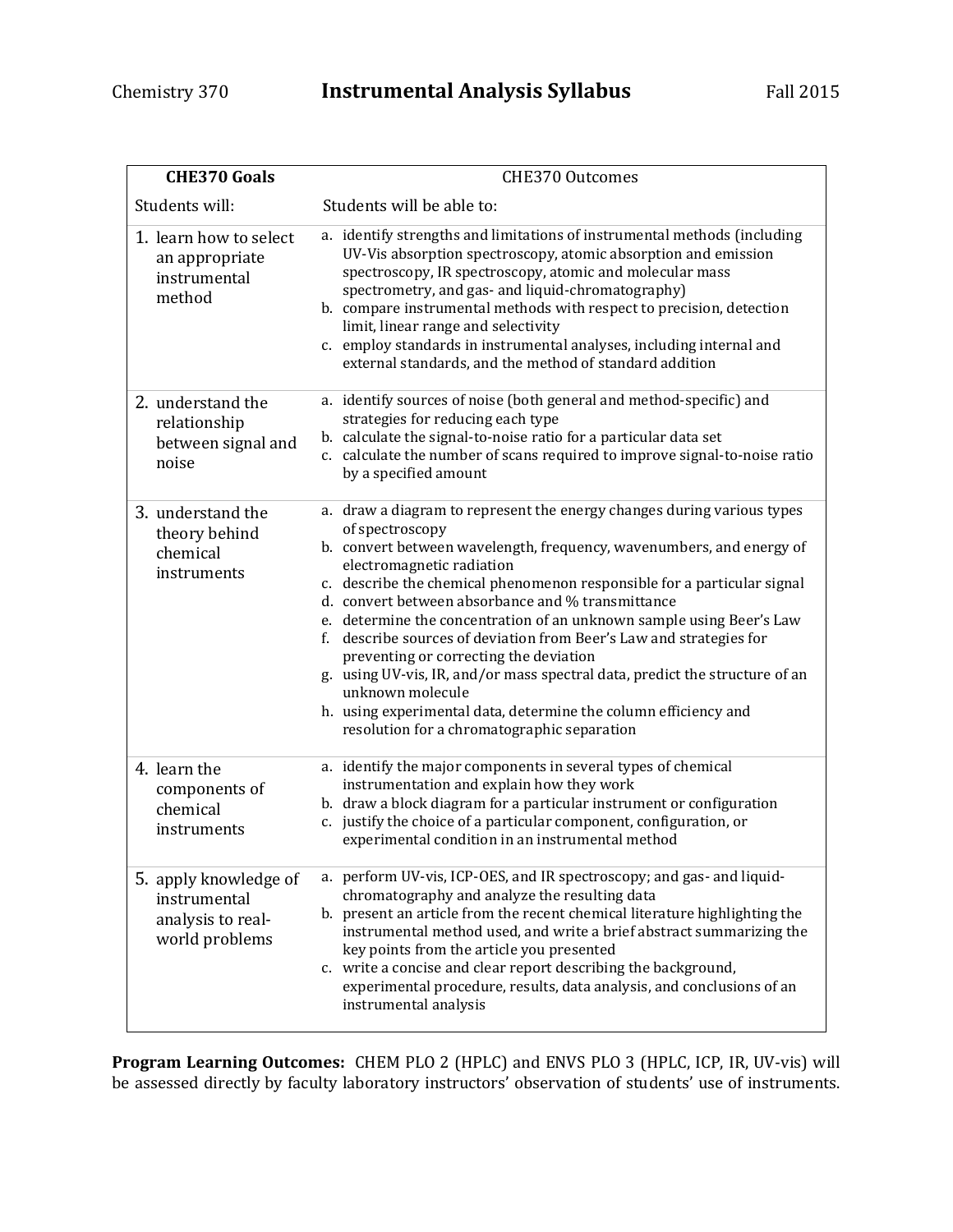Chemistry 370 **Instrumental Analysis Syllabus** Fall 2015

| **CHE370 Goals** | CHE370 Outcomes |
|---|---|
| Students will: | Students will be able to: |
| 1. learn how to select an appropriate instrumental method | a. identify strengths and limitations of instrumental methods (including UV-Vis absorption spectroscopy, atomic absorption and emission spectroscopy, IR spectroscopy, atomic and molecular mass spectrometry, and gas- and liquid-chromatography)<br>b. compare instrumental methods with respect to precision, detection limit, linear range and selectivity<br>c. employ standards in instrumental analyses, including internal and external standards, and the method of standard addition |
| 2. understand the relationship between signal and noise | a. identify sources of noise (both general and method-specific) and strategies for reducing each type<br>b. calculate the signal-to-noise ratio for a particular data set<br>c. calculate the number of scans required to improve signal-to-noise ratio by a specified amount |
| 3. understand the theory behind chemical instruments | a. draw a diagram to represent the energy changes during various types of spectroscopy<br>b. convert between wavelength, frequency, wavenumbers, and energy of electromagnetic radiation<br>c. describe the chemical phenomenon responsible for a particular signal<br>d. convert between absorbance and % transmittance<br>e. determine the concentration of an unknown sample using Beer's Law<br>f. describe sources of deviation from Beer's Law and strategies for preventing or correcting the deviation<br>g. using UV-vis, IR, and/or mass spectral data, predict the structure of an unknown molecule<br>h. using experimental data, determine the column efficiency and resolution for a chromatographic separation |
| 4. learn the components of chemical instruments | a. identify the major components in several types of chemical instrumentation and explain how they work<br>b. draw a block diagram for a particular instrument or configuration<br>c. justify the choice of a particular component, configuration, or experimental condition in an instrumental method |
| 5. apply knowledge of instrumental analysis to real-world problems | a. perform UV-vis, ICP-OES, and IR spectroscopy; and gas- and liquid-chromatography and analyze the resulting data<br>b. present an article from the recent chemical literature highlighting the instrumental method used, and write a brief abstract summarizing the key points from the article you presented<br>c. write a concise and clear report describing the background, experimental procedure, results, data analysis, and conclusions of an instrumental analysis |

**Program Learning Outcomes:** CHEM PLO 2 (HPLC) and ENVS PLO 3 (HPLC, ICP, IR, UV-vis) will be assessed directly by faculty laboratory instructors' observation of students' use of instruments.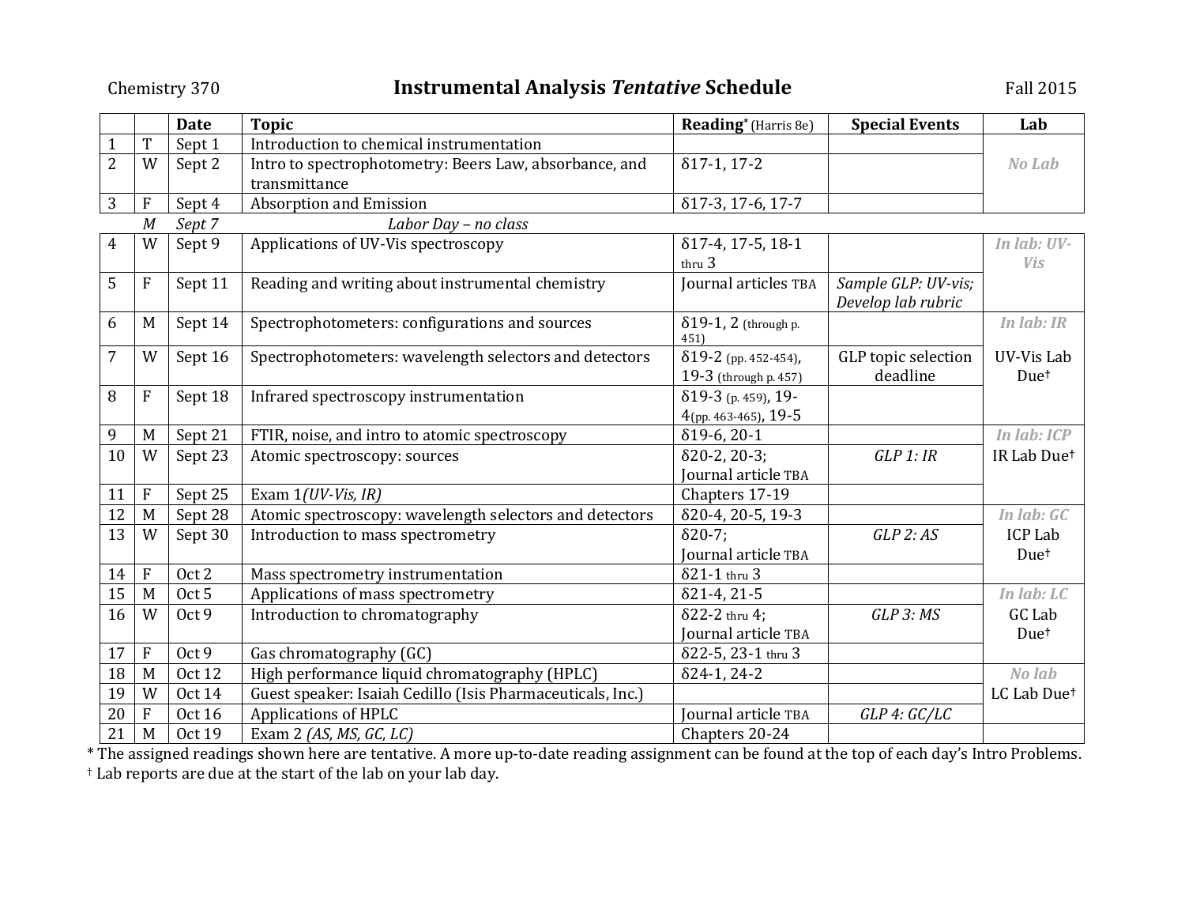Chemistry 370 **Instrumental Analysis *Tentative* Schedule** Fall 2015

| | | Date | Topic | Reading* (Harris 8e) | Special Events | Lab |
|---|---|---|---|---|---|---|
| 1 | T | Sept 1 | Introduction to chemical instrumentation | | | *No Lab* |
| 2 | W | Sept 2 | Intro to spectrophotometry: Beers Law, absorbance, and transmittance | δ17-1, 17-2 | | |
| 3 | F | Sept 4 | Absorption and Emission | δ17-3, 17-6, 17-7 | | |
| | *M* | *Sept 7* | *Labor Day – no class* | | | |
| 4 | W | Sept 9 | Applications of UV-Vis spectroscopy | δ17-4, 17-5, 18-1 thru 3 | | *In lab: UV-Vis* |
| 5 | F | Sept 11 | Reading and writing about instrumental chemistry | Journal articles TBA | *Sample GLP: UV-vis; Develop lab rubric* | |
| 6 | M | Sept 14 | Spectrophotometers: configurations and sources | δ19-1, 2 (through p. 451) | | *In lab: IR* |
| 7 | W | Sept 16 | Spectrophotometers: wavelength selectors and detectors | δ19-2 (pp. 452-454), 19-3 (through p. 457) | GLP topic selection deadline | UV-Vis Lab Due† |
| 8 | F | Sept 18 | Infrared spectroscopy instrumentation | δ19-3 (p. 459), 19-4(pp. 463-465), 19-5 | | |
| 9 | M | Sept 21 | FTIR, noise, and intro to atomic spectroscopy | δ19-6, 20-1 | | *In lab: ICP* |
| 10 | W | Sept 23 | Atomic spectroscopy: sources | δ20-2, 20-3; Journal article TBA | *GLP 1: IR* | IR Lab Due† |
| 11 | F | Sept 25 | Exam 1*(UV-Vis, IR)* | Chapters 17-19 | | |
| 12 | M | Sept 28 | Atomic spectroscopy: wavelength selectors and detectors | δ20-4, 20-5, 19-3 | | *In lab: GC* |
| 13 | W | Sept 30 | Introduction to mass spectrometry | δ20-7; Journal article TBA | *GLP 2: AS* | ICP Lab Due† |
| 14 | F | Oct 2 | Mass spectrometry instrumentation | δ21-1 thru 3 | | |
| 15 | M | Oct 5 | Applications of mass spectrometry | δ21-4, 21-5 | | *In lab: LC* |
| 16 | W | Oct 9 | Introduction to chromatography | δ22-2 thru 4; Journal article TBA | *GLP 3: MS* | GC Lab Due† |
| 17 | F | Oct 9 | Gas chromatography (GC) | δ22-5, 23-1 thru 3 | | |
| 18 | M | Oct 12 | High performance liquid chromatography (HPLC) | δ24-1, 24-2 | | *No lab* |
| 19 | W | Oct 14 | Guest speaker: Isaiah Cedillo (Isis Pharmaceuticals, Inc.) | | | LC Lab Due† |
| 20 | F | Oct 16 | Applications of HPLC | Journal article TBA | *GLP 4: GC/LC* | |
| 21 | M | Oct 19 | Exam 2 *(AS, MS, GC, LC)* | Chapters 20-24 | | |

* The assigned readings shown here are tentative. A more up-to-date reading assignment can be found at the top of each day's Intro Problems.

† Lab reports are due at the start of the lab on your lab day.